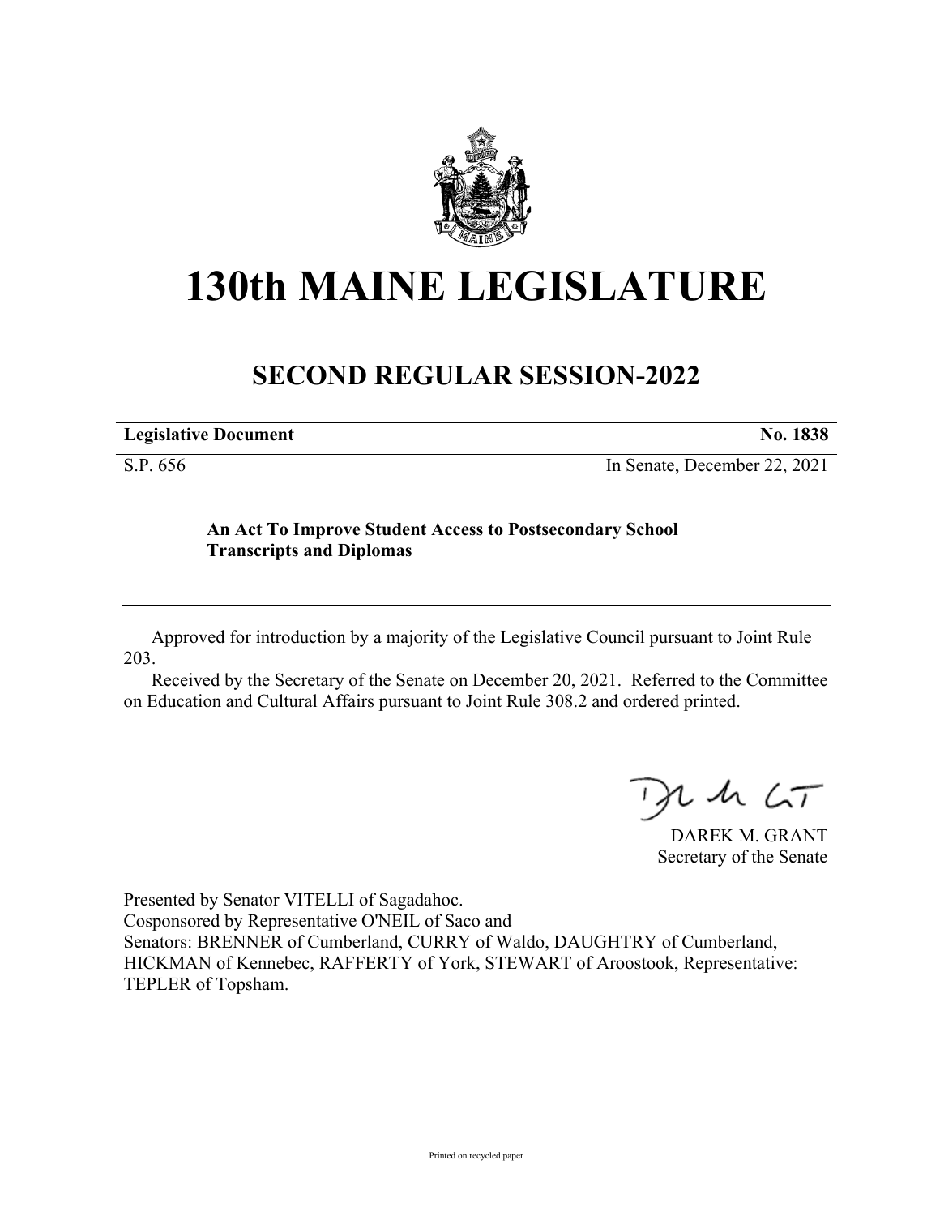# 130th MAINE LEGISLATURE

## SECOND REGULAR SESSION-2022

| **Legislative Document** | **No. 1838** |
|---|---|
| S.P. 656 | In Senate, December 22, 2021 |

**An Act To Improve Student Access to Postsecondary School Transcripts and Diplomas**

Approved for introduction by a majority of the Legislative Council pursuant to Joint Rule 203.

Received by the Secretary of the Senate on December 20, 2021. Referred to the Committee on Education and Cultural Affairs pursuant to Joint Rule 308.2 and ordered printed.

DAREK M. GRANT
Secretary of the Senate

Presented by Senator VITELLI of Sagadahoc.
Cosponsored by Representative O'NEIL of Saco and
Senators: BRENNER of Cumberland, CURRY of Waldo, DAUGHTRY of Cumberland, HICKMAN of Kennebec, RAFFERTY of York, STEWART of Aroostook, Representative: TEPLER of Topsham.

Printed on recycled paper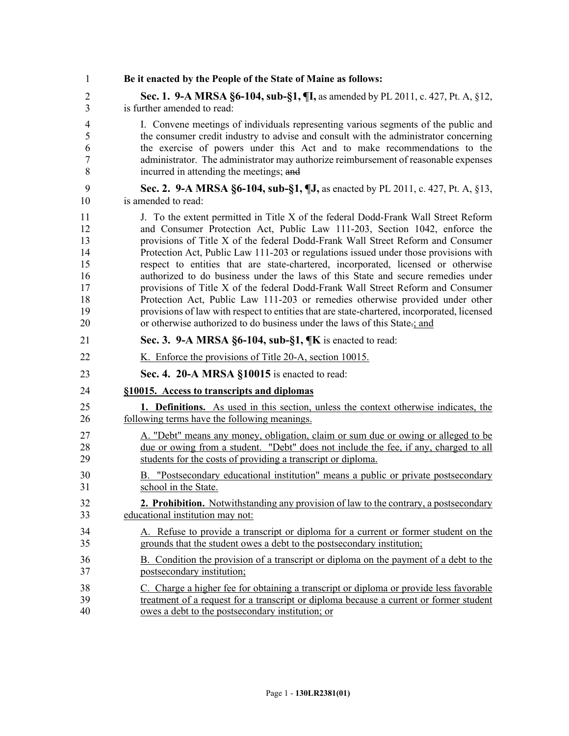**Be it enacted by the People of the State of Maine as follows:**

**Sec. 1. 9-A MRSA §6-104, sub-§1, ¶I,** as amended by PL 2011, c. 427, Pt. A, §12, is further amended to read:

I. Convene meetings of individuals representing various segments of the public and the consumer credit industry to advise and consult with the administrator concerning the exercise of powers under this Act and to make recommendations to the administrator. The administrator may authorize reimbursement of reasonable expenses incurred in attending the meetings; ~~and~~

**Sec. 2. 9-A MRSA §6-104, sub-§1, ¶J,** as enacted by PL 2011, c. 427, Pt. A, §13, is amended to read:

J. To the extent permitted in Title X of the federal Dodd-Frank Wall Street Reform and Consumer Protection Act, Public Law 111-203, Section 1042, enforce the provisions of Title X of the federal Dodd-Frank Wall Street Reform and Consumer Protection Act, Public Law 111-203 or regulations issued under those provisions with respect to entities that are state-chartered, incorporated, licensed or otherwise authorized to do business under the laws of this State and secure remedies under provisions of Title X of the federal Dodd-Frank Wall Street Reform and Consumer Protection Act, Public Law 111-203 or remedies otherwise provided under other provisions of law with respect to entities that are state-chartered, incorporated, licensed or otherwise authorized to do business under the laws of this State~~.~~; and

**Sec. 3. 9-A MRSA §6-104, sub-§1, ¶K** is enacted to read:

K. Enforce the provisions of Title 20-A, section 10015.

**Sec. 4. 20-A MRSA §10015** is enacted to read:

**§10015. Access to transcripts and diplomas**

**1. Definitions.** As used in this section, unless the context otherwise indicates, the following terms have the following meanings.

A. "Debt" means any money, obligation, claim or sum due or owing or alleged to be due or owing from a student. "Debt" does not include the fee, if any, charged to all students for the costs of providing a transcript or diploma.

B. "Postsecondary educational institution" means a public or private postsecondary school in the State.

**2. Prohibition.** Notwithstanding any provision of law to the contrary, a postsecondary educational institution may not:

A. Refuse to provide a transcript or diploma for a current or former student on the grounds that the student owes a debt to the postsecondary institution;

B. Condition the provision of a transcript or diploma on the payment of a debt to the postsecondary institution;

C. Charge a higher fee for obtaining a transcript or diploma or provide less favorable treatment of a request for a transcript or diploma because a current or former student owes a debt to the postsecondary institution; or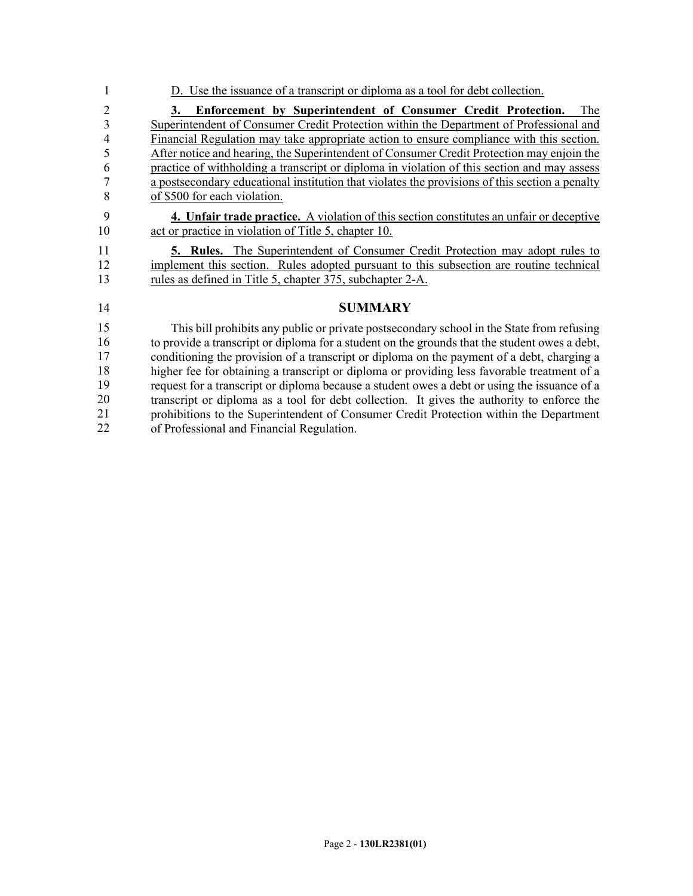D. Use the issuance of a transcript or diploma as a tool for debt collection.

**3. Enforcement by Superintendent of Consumer Credit Protection.** The Superintendent of Consumer Credit Protection within the Department of Professional and Financial Regulation may take appropriate action to ensure compliance with this section. After notice and hearing, the Superintendent of Consumer Credit Protection may enjoin the practice of withholding a transcript or diploma in violation of this section and may assess a postsecondary educational institution that violates the provisions of this section a penalty of $500 for each violation.

**4. Unfair trade practice.** A violation of this section constitutes an unfair or deceptive act or practice in violation of Title 5, chapter 10.

**5. Rules.** The Superintendent of Consumer Credit Protection may adopt rules to implement this section. Rules adopted pursuant to this subsection are routine technical rules as defined in Title 5, chapter 375, subchapter 2-A.

## SUMMARY

This bill prohibits any public or private postsecondary school in the State from refusing to provide a transcript or diploma for a student on the grounds that the student owes a debt, conditioning the provision of a transcript or diploma on the payment of a debt, charging a higher fee for obtaining a transcript or diploma or providing less favorable treatment of a request for a transcript or diploma because a student owes a debt or using the issuance of a transcript or diploma as a tool for debt collection. It gives the authority to enforce the prohibitions to the Superintendent of Consumer Credit Protection within the Department of Professional and Financial Regulation.